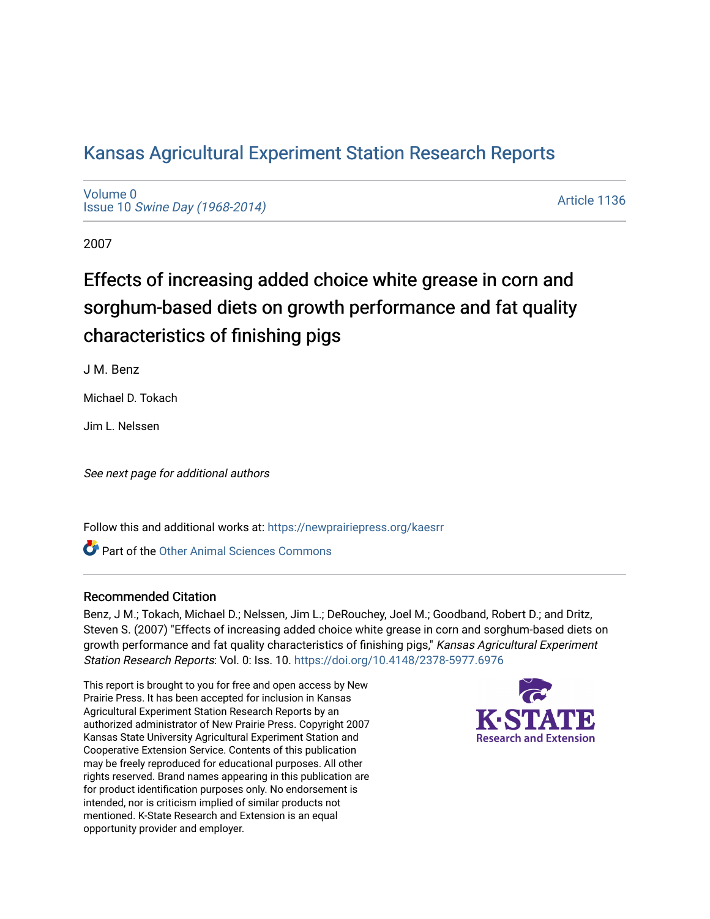# Kansas Agricultural Experiment Station Research Reports

Volume 0
Issue 10 *Swine Day (1968-2014)*

Article 1136

2007

## Effects of increasing added choice white grease in corn and sorghum-based diets on growth performance and fat quality characteristics of finishing pigs

J M. Benz

Michael D. Tokach

Jim L. Nelssen

*See next page for additional authors*

Follow this and additional works at: https://newprairiepress.org/kaesrr

Part of the Other Animal Sciences Commons

### Recommended Citation

Benz, J M.; Tokach, Michael D.; Nelssen, Jim L.; DeRouchey, Joel M.; Goodband, Robert D.; and Dritz, Steven S. (2007) "Effects of increasing added choice white grease in corn and sorghum-based diets on growth performance and fat quality characteristics of finishing pigs," *Kansas Agricultural Experiment Station Research Reports*: Vol. 0: Iss. 10. https://doi.org/10.4148/2378-5977.6976

This report is brought to you for free and open access by New Prairie Press. It has been accepted for inclusion in Kansas Agricultural Experiment Station Research Reports by an authorized administrator of New Prairie Press. Copyright 2007 Kansas State University Agricultural Experiment Station and Cooperative Extension Service. Contents of this publication may be freely reproduced for educational purposes. All other rights reserved. Brand names appearing in this publication are for product identification purposes only. No endorsement is intended, nor is criticism implied of similar products not mentioned. K-State Research and Extension is an equal opportunity provider and employer.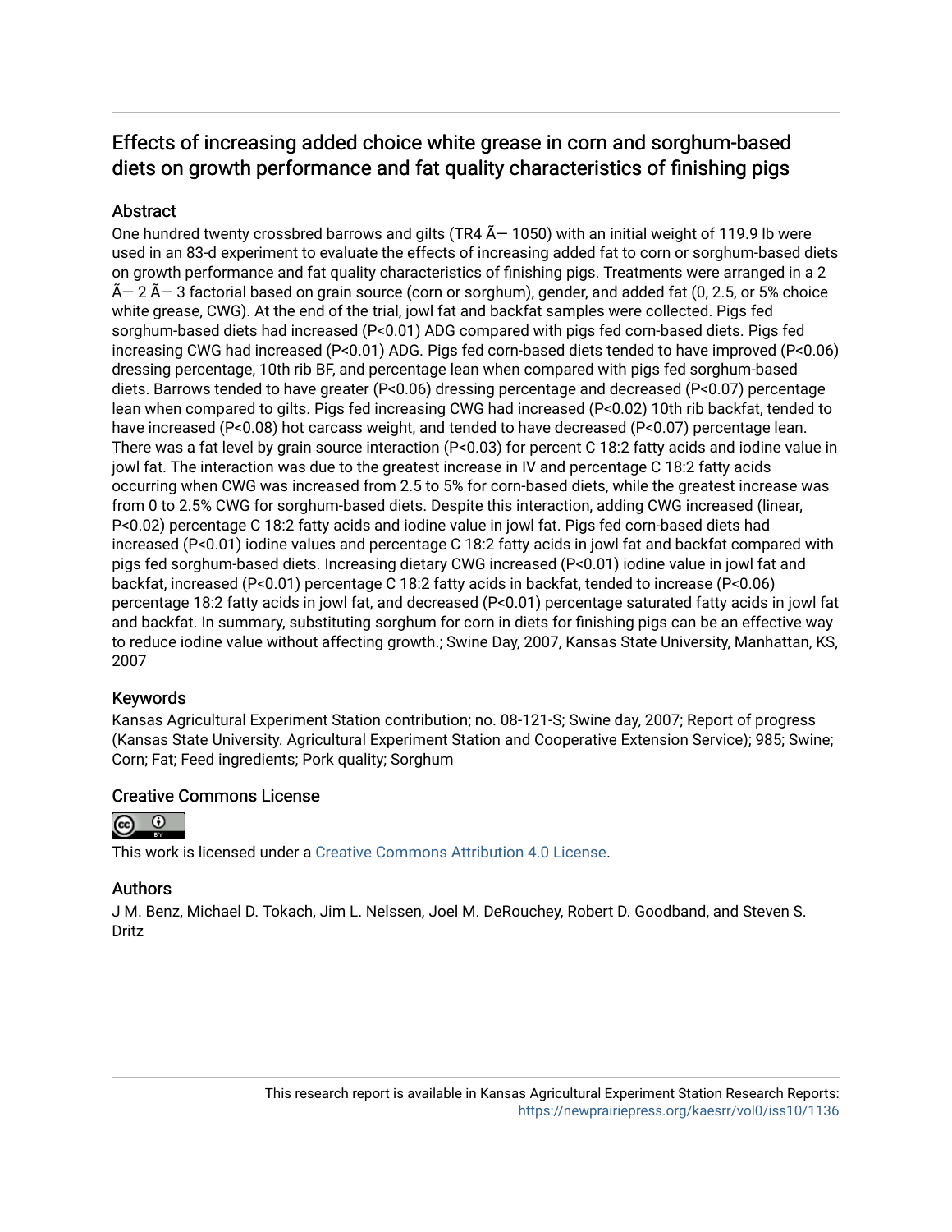# Effects of increasing added choice white grease in corn and sorghum-based diets on growth performance and fat quality characteristics of finishing pigs

## Abstract

One hundred twenty crossbred barrows and gilts (TR4 Ã— 1050) with an initial weight of 119.9 lb were used in an 83-d experiment to evaluate the effects of increasing added fat to corn or sorghum-based diets on growth performance and fat quality characteristics of finishing pigs. Treatments were arranged in a 2 Ã— 2 Ã— 3 factorial based on grain source (corn or sorghum), gender, and added fat (0, 2.5, or 5% choice white grease, CWG). At the end of the trial, jowl fat and backfat samples were collected. Pigs fed sorghum-based diets had increased (P<0.01) ADG compared with pigs fed corn-based diets. Pigs fed increasing CWG had increased (P<0.01) ADG. Pigs fed corn-based diets tended to have improved (P<0.06) dressing percentage, 10th rib BF, and percentage lean when compared with pigs fed sorghum-based diets. Barrows tended to have greater (P<0.06) dressing percentage and decreased (P<0.07) percentage lean when compared to gilts. Pigs fed increasing CWG had increased (P<0.02) 10th rib backfat, tended to have increased (P<0.08) hot carcass weight, and tended to have decreased (P<0.07) percentage lean. There was a fat level by grain source interaction (P<0.03) for percent C 18:2 fatty acids and iodine value in jowl fat. The interaction was due to the greatest increase in IV and percentage C 18:2 fatty acids occurring when CWG was increased from 2.5 to 5% for corn-based diets, while the greatest increase was from 0 to 2.5% CWG for sorghum-based diets. Despite this interaction, adding CWG increased (linear, P<0.02) percentage C 18:2 fatty acids and iodine value in jowl fat. Pigs fed corn-based diets had increased (P<0.01) iodine values and percentage C 18:2 fatty acids in jowl fat and backfat compared with pigs fed sorghum-based diets. Increasing dietary CWG increased (P<0.01) iodine value in jowl fat and backfat, increased (P<0.01) percentage C 18:2 fatty acids in backfat, tended to increase (P<0.06) percentage 18:2 fatty acids in jowl fat, and decreased (P<0.01) percentage saturated fatty acids in jowl fat and backfat. In summary, substituting sorghum for corn in diets for finishing pigs can be an effective way to reduce iodine value without affecting growth.; Swine Day, 2007, Kansas State University, Manhattan, KS, 2007

## Keywords

Kansas Agricultural Experiment Station contribution; no. 08-121-S; Swine day, 2007; Report of progress (Kansas State University. Agricultural Experiment Station and Cooperative Extension Service); 985; Swine; Corn; Fat; Feed ingredients; Pork quality; Sorghum

## Creative Commons License

This work is licensed under a Creative Commons Attribution 4.0 License.

## Authors

J M. Benz, Michael D. Tokach, Jim L. Nelssen, Joel M. DeRouchey, Robert D. Goodband, and Steven S. Dritz

This research report is available in Kansas Agricultural Experiment Station Research Reports: https://newprairiepress.org/kaesrr/vol0/iss10/1136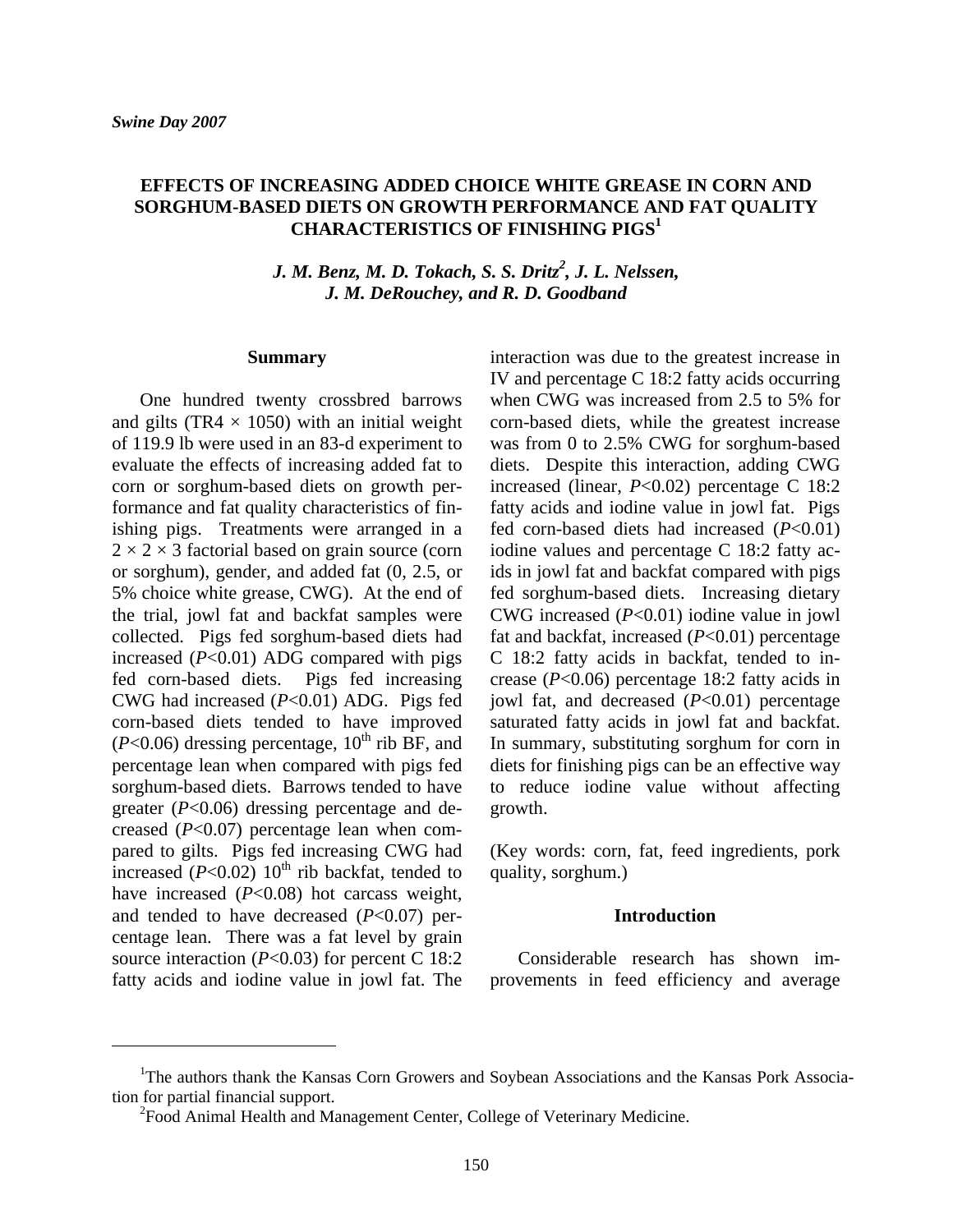*Swine Day 2007*

# EFFECTS OF INCREASING ADDED CHOICE WHITE GREASE IN CORN AND SORGHUM-BASED DIETS ON GROWTH PERFORMANCE AND FAT QUALITY CHARACTERISTICS OF FINISHING PIGS[1]

***J. M. Benz, M. D. Tokach, S. S. Dritz[2], J. L. Nelssen, J. M. DeRouchey, and R. D. Goodband***

## Summary

One hundred twenty crossbred barrows and gilts (TR4 × 1050) with an initial weight of 119.9 lb were used in an 83-d experiment to evaluate the effects of increasing added fat to corn or sorghum-based diets on growth performance and fat quality characteristics of finishing pigs. Treatments were arranged in a 2 × 2 × 3 factorial based on grain source (corn or sorghum), gender, and added fat (0, 2.5, or 5% choice white grease, CWG). At the end of the trial, jowl fat and backfat samples were collected. Pigs fed sorghum-based diets had increased ($P<0.01$) ADG compared with pigs fed corn-based diets. Pigs fed increasing CWG had increased ($P<0.01$) ADG. Pigs fed corn-based diets tended to have improved ($P<0.06$) dressing percentage, 10th rib BF, and percentage lean when compared with pigs fed sorghum-based diets. Barrows tended to have greater ($P<0.06$) dressing percentage and decreased ($P<0.07$) percentage lean when compared to gilts. Pigs fed increasing CWG had increased ($P<0.02$) 10th rib backfat, tended to have increased ($P<0.08$) hot carcass weight, and tended to have decreased ($P<0.07$) percentage lean. There was a fat level by grain source interaction ($P<0.03$) for percent C 18:2 fatty acids and iodine value in jowl fat. The interaction was due to the greatest increase in IV and percentage C 18:2 fatty acids occurring when CWG was increased from 2.5 to 5% for corn-based diets, while the greatest increase was from 0 to 2.5% CWG for sorghum-based diets. Despite this interaction, adding CWG increased (linear, $P<0.02$) percentage C 18:2 fatty acids and iodine value in jowl fat. Pigs fed corn-based diets had increased ($P<0.01$) iodine values and percentage C 18:2 fatty acids in jowl fat and backfat compared with pigs fed sorghum-based diets. Increasing dietary CWG increased ($P<0.01$) iodine value in jowl fat and backfat, increased ($P<0.01$) percentage C 18:2 fatty acids in backfat, tended to increase ($P<0.06$) percentage 18:2 fatty acids in jowl fat, and decreased ($P<0.01$) percentage saturated fatty acids in jowl fat and backfat. In summary, substituting sorghum for corn in diets for finishing pigs can be an effective way to reduce iodine value without affecting growth.

(Key words: corn, fat, feed ingredients, pork quality, sorghum.)

## Introduction

Considerable research has shown improvements in feed efficiency and average

---

[1]The authors thank the Kansas Corn Growers and Soybean Associations and the Kansas Pork Association for partial financial support.

[2]Food Animal Health and Management Center, College of Veterinary Medicine.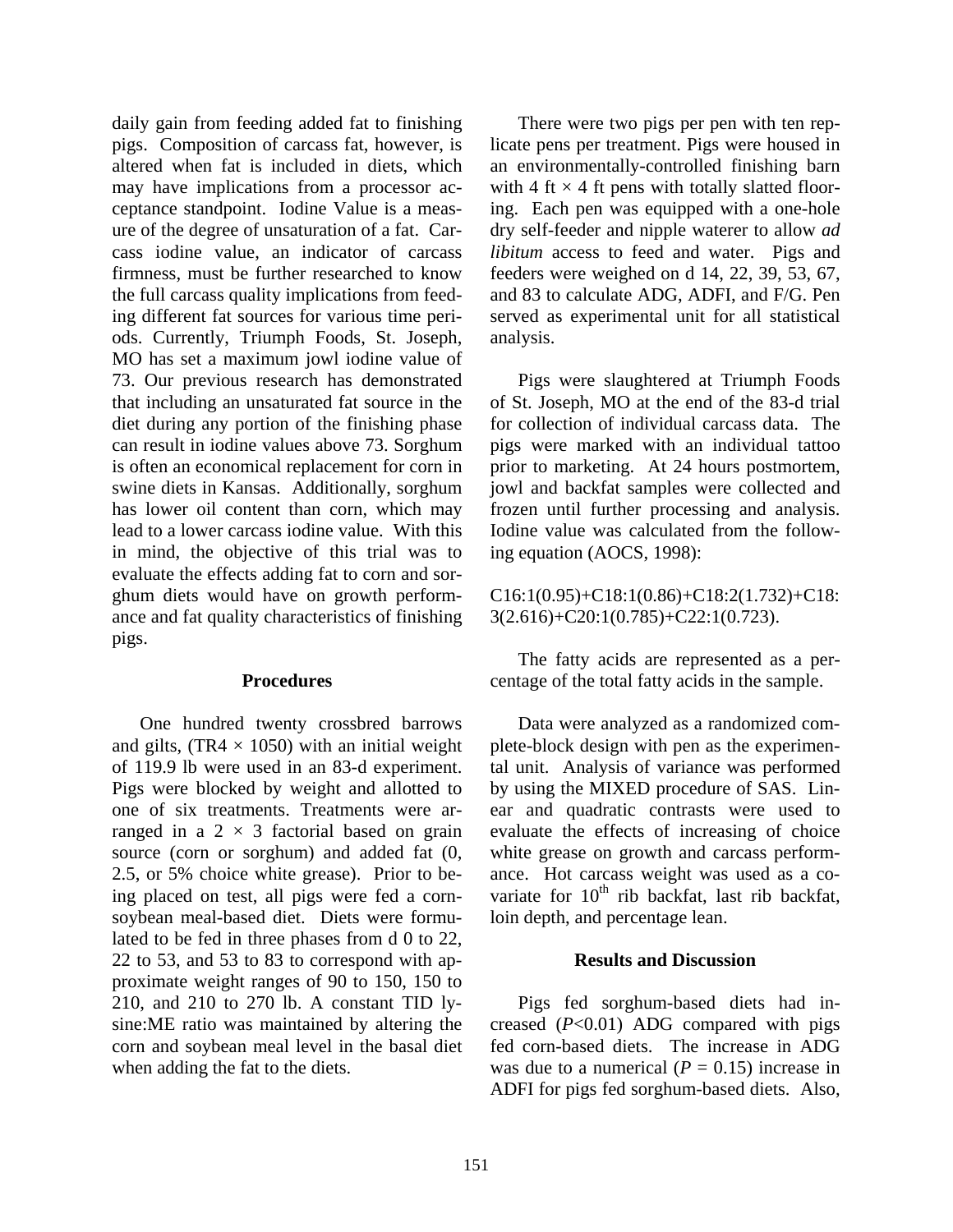daily gain from feeding added fat to finishing pigs. Composition of carcass fat, however, is altered when fat is included in diets, which may have implications from a processor acceptance standpoint. Iodine Value is a measure of the degree of unsaturation of a fat. Carcass iodine value, an indicator of carcass firmness, must be further researched to know the full carcass quality implications from feeding different fat sources for various time periods. Currently, Triumph Foods, St. Joseph, MO has set a maximum jowl iodine value of 73. Our previous research has demonstrated that including an unsaturated fat source in the diet during any portion of the finishing phase can result in iodine values above 73. Sorghum is often an economical replacement for corn in swine diets in Kansas. Additionally, sorghum has lower oil content than corn, which may lead to a lower carcass iodine value. With this in mind, the objective of this trial was to evaluate the effects adding fat to corn and sorghum diets would have on growth performance and fat quality characteristics of finishing pigs.

## Procedures

One hundred twenty crossbred barrows and gilts, (TR4 × 1050) with an initial weight of 119.9 lb were used in an 83-d experiment. Pigs were blocked by weight and allotted to one of six treatments. Treatments were arranged in a 2 × 3 factorial based on grain source (corn or sorghum) and added fat (0, 2.5, or 5% choice white grease). Prior to being placed on test, all pigs were fed a corn-soybean meal-based diet. Diets were formulated to be fed in three phases from d 0 to 22, 22 to 53, and 53 to 83 to correspond with approximate weight ranges of 90 to 150, 150 to 210, and 210 to 270 lb. A constant TID lysine:ME ratio was maintained by altering the corn and soybean meal level in the basal diet when adding the fat to the diets.

There were two pigs per pen with ten replicate pens per treatment. Pigs were housed in an environmentally-controlled finishing barn with 4 ft × 4 ft pens with totally slatted flooring. Each pen was equipped with a one-hole dry self-feeder and nipple waterer to allow *ad libitum* access to feed and water. Pigs and feeders were weighed on d 14, 22, 39, 53, 67, and 83 to calculate ADG, ADFI, and F/G. Pen served as experimental unit for all statistical analysis.

Pigs were slaughtered at Triumph Foods of St. Joseph, MO at the end of the 83-d trial for collection of individual carcass data. The pigs were marked with an individual tattoo prior to marketing. At 24 hours postmortem, jowl and backfat samples were collected and frozen until further processing and analysis. Iodine value was calculated from the following equation (AOCS, 1998):

C16:1(0.95)+C18:1(0.86)+C18:2(1.732)+C18:3(2.616)+C20:1(0.785)+C22:1(0.723).

The fatty acids are represented as a percentage of the total fatty acids in the sample.

Data were analyzed as a randomized complete-block design with pen as the experimental unit. Analysis of variance was performed by using the MIXED procedure of SAS. Linear and quadratic contrasts were used to evaluate the effects of increasing of choice white grease on growth and carcass performance. Hot carcass weight was used as a covariate for 10th rib backfat, last rib backfat, loin depth, and percentage lean.

## Results and Discussion

Pigs fed sorghum-based diets had increased ($P<0.01$) ADG compared with pigs fed corn-based diets. The increase in ADG was due to a numerical ($P = 0.15$) increase in ADFI for pigs fed sorghum-based diets. Also,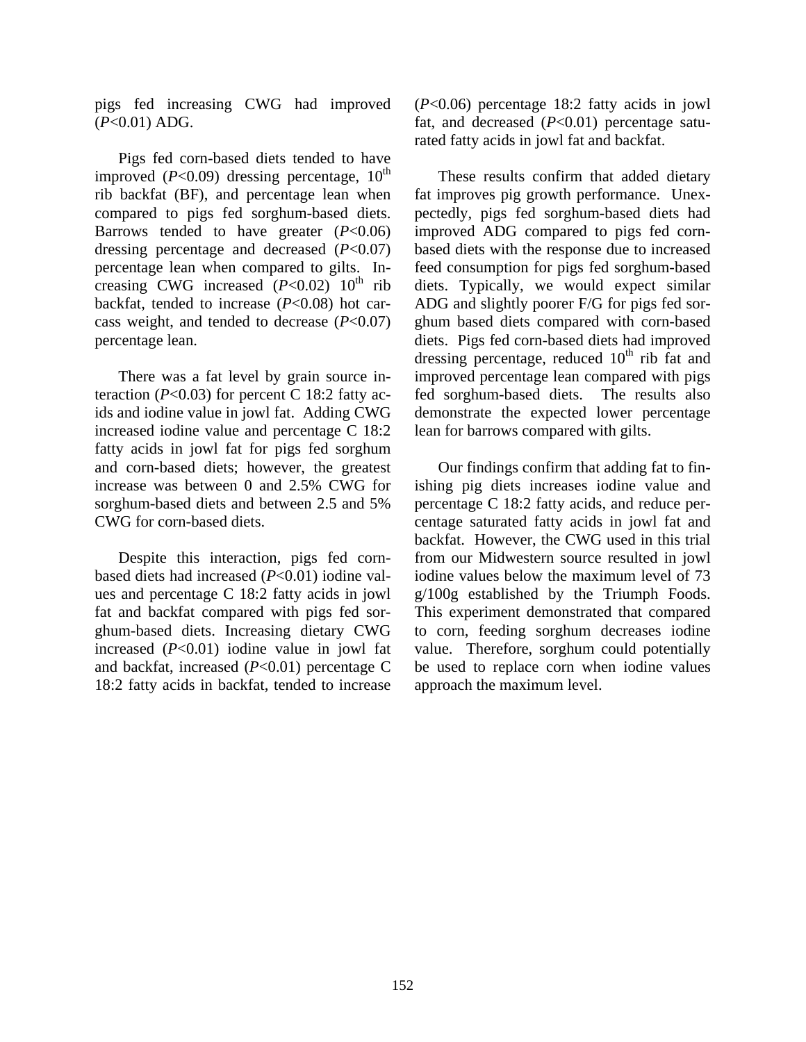pigs fed increasing CWG had improved ($P$<0.01) ADG.

Pigs fed corn-based diets tended to have improved ($P$<0.09) dressing percentage, 10$^{th}$ rib backfat (BF), and percentage lean when compared to pigs fed sorghum-based diets. Barrows tended to have greater ($P$<0.06) dressing percentage and decreased ($P$<0.07) percentage lean when compared to gilts. Increasing CWG increased ($P$<0.02) 10$^{th}$ rib backfat, tended to increase ($P$<0.08) hot carcass weight, and tended to decrease ($P$<0.07) percentage lean.

There was a fat level by grain source interaction ($P$<0.03) for percent C 18:2 fatty acids and iodine value in jowl fat. Adding CWG increased iodine value and percentage C 18:2 fatty acids in jowl fat for pigs fed sorghum and corn-based diets; however, the greatest increase was between 0 and 2.5% CWG for sorghum-based diets and between 2.5 and 5% CWG for corn-based diets.

Despite this interaction, pigs fed corn-based diets had increased ($P$<0.01) iodine values and percentage C 18:2 fatty acids in jowl fat and backfat compared with pigs fed sorghum-based diets. Increasing dietary CWG increased ($P$<0.01) iodine value in jowl fat and backfat, increased ($P$<0.01) percentage C 18:2 fatty acids in backfat, tended to increase ($P$<0.06) percentage 18:2 fatty acids in jowl fat, and decreased ($P$<0.01) percentage saturated fatty acids in jowl fat and backfat.

These results confirm that added dietary fat improves pig growth performance. Unexpectedly, pigs fed sorghum-based diets had improved ADG compared to pigs fed corn-based diets with the response due to increased feed consumption for pigs fed sorghum-based diets. Typically, we would expect similar ADG and slightly poorer F/G for pigs fed sorghum based diets compared with corn-based diets. Pigs fed corn-based diets had improved dressing percentage, reduced 10$^{th}$ rib fat and improved percentage lean compared with pigs fed sorghum-based diets. The results also demonstrate the expected lower percentage lean for barrows compared with gilts.

Our findings confirm that adding fat to finishing pig diets increases iodine value and percentage C 18:2 fatty acids, and reduce percentage saturated fatty acids in jowl fat and backfat. However, the CWG used in this trial from our Midwestern source resulted in jowl iodine values below the maximum level of 73 g/100g established by the Triumph Foods. This experiment demonstrated that compared to corn, feeding sorghum decreases iodine value. Therefore, sorghum could potentially be used to replace corn when iodine values approach the maximum level.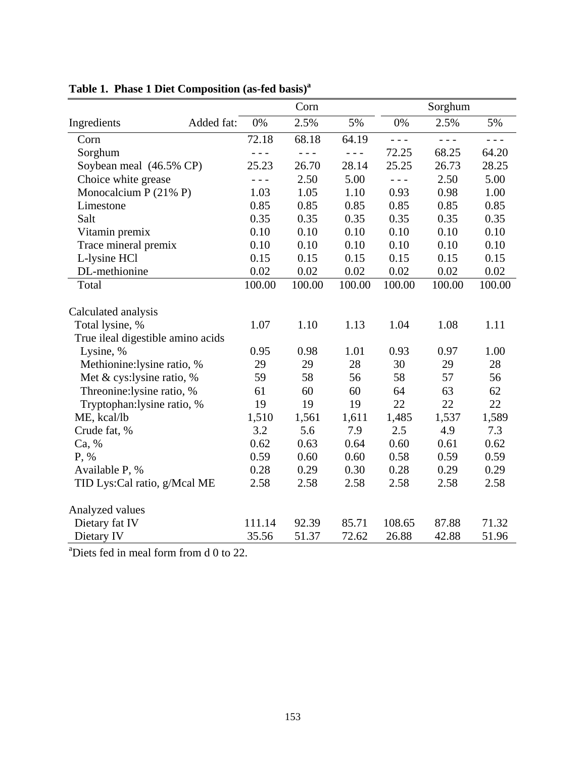**Table 1. Phase 1 Diet Composition (as-fed basis)[a]**

| | Corn | | | Sorghum | | |
|---|---|---|---|---|---|---|
| Ingredients Added fat: | 0% | 2.5% | 5% | 0% | 2.5% | 5% |
| Corn | 72.18 | 68.18 | 64.19 | - - - | - - - | - - - |
| Sorghum | - - - | - - - | - - - | 72.25 | 68.25 | 64.20 |
| Soybean meal (46.5% CP) | 25.23 | 26.70 | 28.14 | 25.25 | 26.73 | 28.25 |
| Choice white grease | - - - | 2.50 | 5.00 | - - - | 2.50 | 5.00 |
| Monocalcium P (21% P) | 1.03 | 1.05 | 1.10 | 0.93 | 0.98 | 1.00 |
| Limestone | 0.85 | 0.85 | 0.85 | 0.85 | 0.85 | 0.85 |
| Salt | 0.35 | 0.35 | 0.35 | 0.35 | 0.35 | 0.35 |
| Vitamin premix | 0.10 | 0.10 | 0.10 | 0.10 | 0.10 | 0.10 |
| Trace mineral premix | 0.10 | 0.10 | 0.10 | 0.10 | 0.10 | 0.10 |
| L-lysine HCl | 0.15 | 0.15 | 0.15 | 0.15 | 0.15 | 0.15 |
| DL-methionine | 0.02 | 0.02 | 0.02 | 0.02 | 0.02 | 0.02 |
| Total | 100.00 | 100.00 | 100.00 | 100.00 | 100.00 | 100.00 |
| | | | | | | |
| Calculated analysis | | | | | | |
| Total lysine, % | 1.07 | 1.10 | 1.13 | 1.04 | 1.08 | 1.11 |
| True ileal digestible amino acids | | | | | | |
| Lysine, % | 0.95 | 0.98 | 1.01 | 0.93 | 0.97 | 1.00 |
| Methionine:lysine ratio, % | 29 | 29 | 28 | 30 | 29 | 28 |
| Met & cys:lysine ratio, % | 59 | 58 | 56 | 58 | 57 | 56 |
| Threonine:lysine ratio, % | 61 | 60 | 60 | 64 | 63 | 62 |
| Tryptophan:lysine ratio, % | 19 | 19 | 19 | 22 | 22 | 22 |
| ME, kcal/lb | 1,510 | 1,561 | 1,611 | 1,485 | 1,537 | 1,589 |
| Crude fat, % | 3.2 | 5.6 | 7.9 | 2.5 | 4.9 | 7.3 |
| Ca, % | 0.62 | 0.63 | 0.64 | 0.60 | 0.61 | 0.62 |
| P, % | 0.59 | 0.60 | 0.60 | 0.58 | 0.59 | 0.59 |
| Available P, % | 0.28 | 0.29 | 0.30 | 0.28 | 0.29 | 0.29 |
| TID Lys:Cal ratio, g/Mcal ME | 2.58 | 2.58 | 2.58 | 2.58 | 2.58 | 2.58 |
| | | | | | | |
| Analyzed values | | | | | | |
| Dietary fat IV | 111.14 | 92.39 | 85.71 | 108.65 | 87.88 | 71.32 |
| Dietary IV | 35.56 | 51.37 | 72.62 | 26.88 | 42.88 | 51.96 |

[a]Diets fed in meal form from d 0 to 22.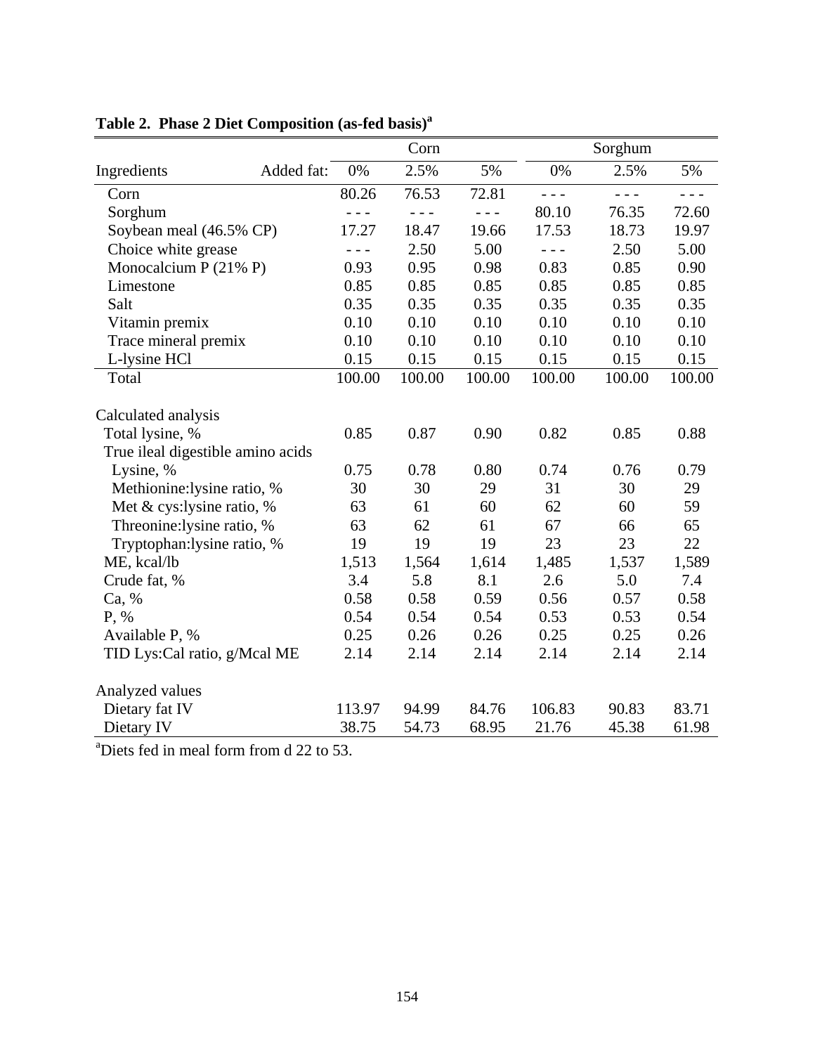**Table 2. Phase 2 Diet Composition (as-fed basis)[a]**

| | Corn | | | Sorghum | | |
|---|---|---|---|---|---|---|
| Ingredients Added fat: | 0% | 2.5% | 5% | 0% | 2.5% | 5% |
| Corn | 80.26 | 76.53 | 72.81 | - - - | - - - | - - - |
| Sorghum | - - - | - - - | - - - | 80.10 | 76.35 | 72.60 |
| Soybean meal (46.5% CP) | 17.27 | 18.47 | 19.66 | 17.53 | 18.73 | 19.97 |
| Choice white grease | - - - | 2.50 | 5.00 | - - - | 2.50 | 5.00 |
| Monocalcium P (21% P) | 0.93 | 0.95 | 0.98 | 0.83 | 0.85 | 0.90 |
| Limestone | 0.85 | 0.85 | 0.85 | 0.85 | 0.85 | 0.85 |
| Salt | 0.35 | 0.35 | 0.35 | 0.35 | 0.35 | 0.35 |
| Vitamin premix | 0.10 | 0.10 | 0.10 | 0.10 | 0.10 | 0.10 |
| Trace mineral premix | 0.10 | 0.10 | 0.10 | 0.10 | 0.10 | 0.10 |
| L-lysine HCl | 0.15 | 0.15 | 0.15 | 0.15 | 0.15 | 0.15 |
| Total | 100.00 | 100.00 | 100.00 | 100.00 | 100.00 | 100.00 |
| | | | | | | |
| Calculated analysis | | | | | | |
| Total lysine, % | 0.85 | 0.87 | 0.90 | 0.82 | 0.85 | 0.88 |
| True ileal digestible amino acids | | | | | | |
| Lysine, % | 0.75 | 0.78 | 0.80 | 0.74 | 0.76 | 0.79 |
| Methionine:lysine ratio, % | 30 | 30 | 29 | 31 | 30 | 29 |
| Met & cys:lysine ratio, % | 63 | 61 | 60 | 62 | 60 | 59 |
| Threonine:lysine ratio, % | 63 | 62 | 61 | 67 | 66 | 65 |
| Tryptophan:lysine ratio, % | 19 | 19 | 19 | 23 | 23 | 22 |
| ME, kcal/lb | 1,513 | 1,564 | 1,614 | 1,485 | 1,537 | 1,589 |
| Crude fat, % | 3.4 | 5.8 | 8.1 | 2.6 | 5.0 | 7.4 |
| Ca, % | 0.58 | 0.58 | 0.59 | 0.56 | 0.57 | 0.58 |
| P, % | 0.54 | 0.54 | 0.54 | 0.53 | 0.53 | 0.54 |
| Available P, % | 0.25 | 0.26 | 0.26 | 0.25 | 0.25 | 0.26 |
| TID Lys:Cal ratio, g/Mcal ME | 2.14 | 2.14 | 2.14 | 2.14 | 2.14 | 2.14 |
| | | | | | | |
| Analyzed values | | | | | | |
| Dietary fat IV | 113.97 | 94.99 | 84.76 | 106.83 | 90.83 | 83.71 |
| Dietary IV | 38.75 | 54.73 | 68.95 | 21.76 | 45.38 | 61.98 |

[a]Diets fed in meal form from d 22 to 53.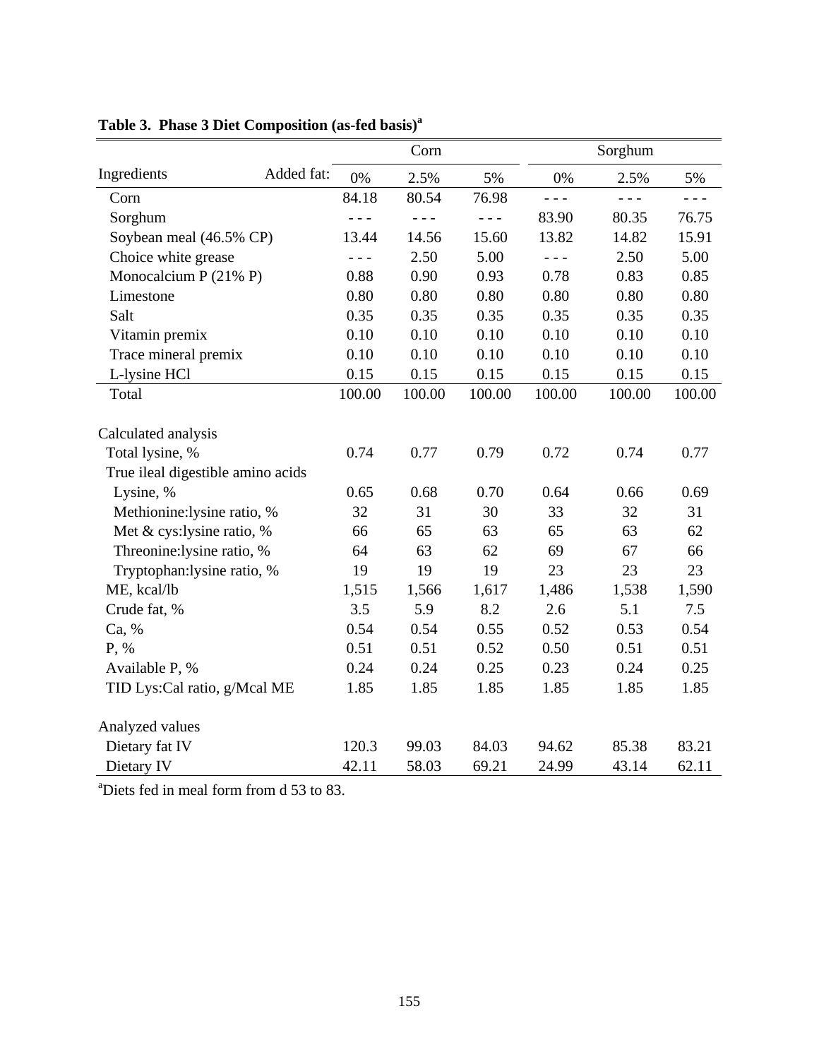**Table 3. Phase 3 Diet Composition (as-fed basis)[a]**

| Ingredients | Added fat: | Corn | | | Sorghum | | |
|---|---|---|---|---|---|---|---|
| | | 0% | 2.5% | 5% | 0% | 2.5% | 5% |
| Corn | | 84.18 | 80.54 | 76.98 | - - - | - - - | - - - |
| Sorghum | | - - - | - - - | - - - | 83.90 | 80.35 | 76.75 |
| Soybean meal (46.5% CP) | | 13.44 | 14.56 | 15.60 | 13.82 | 14.82 | 15.91 |
| Choice white grease | | - - - | 2.50 | 5.00 | - - - | 2.50 | 5.00 |
| Monocalcium P (21% P) | | 0.88 | 0.90 | 0.93 | 0.78 | 0.83 | 0.85 |
| Limestone | | 0.80 | 0.80 | 0.80 | 0.80 | 0.80 | 0.80 |
| Salt | | 0.35 | 0.35 | 0.35 | 0.35 | 0.35 | 0.35 |
| Vitamin premix | | 0.10 | 0.10 | 0.10 | 0.10 | 0.10 | 0.10 |
| Trace mineral premix | | 0.10 | 0.10 | 0.10 | 0.10 | 0.10 | 0.10 |
| L-lysine HCl | | 0.15 | 0.15 | 0.15 | 0.15 | 0.15 | 0.15 |
| Total | | 100.00 | 100.00 | 100.00 | 100.00 | 100.00 | 100.00 |
| | | | | | | | |
| Calculated analysis | | | | | | | |
| Total lysine, % | | 0.74 | 0.77 | 0.79 | 0.72 | 0.74 | 0.77 |
| True ileal digestible amino acids | | | | | | | |
| Lysine, % | | 0.65 | 0.68 | 0.70 | 0.64 | 0.66 | 0.69 |
| Methionine:lysine ratio, % | | 32 | 31 | 30 | 33 | 32 | 31 |
| Met & cys:lysine ratio, % | | 66 | 65 | 63 | 65 | 63 | 62 |
| Threonine:lysine ratio, % | | 64 | 63 | 62 | 69 | 67 | 66 |
| Tryptophan:lysine ratio, % | | 19 | 19 | 19 | 23 | 23 | 23 |
| ME, kcal/lb | | 1,515 | 1,566 | 1,617 | 1,486 | 1,538 | 1,590 |
| Crude fat, % | | 3.5 | 5.9 | 8.2 | 2.6 | 5.1 | 7.5 |
| Ca, % | | 0.54 | 0.54 | 0.55 | 0.52 | 0.53 | 0.54 |
| P, % | | 0.51 | 0.51 | 0.52 | 0.50 | 0.51 | 0.51 |
| Available P, % | | 0.24 | 0.24 | 0.25 | 0.23 | 0.24 | 0.25 |
| TID Lys:Cal ratio, g/Mcal ME | | 1.85 | 1.85 | 1.85 | 1.85 | 1.85 | 1.85 |
| | | | | | | | |
| Analyzed values | | | | | | | |
| Dietary fat IV | | 120.3 | 99.03 | 84.03 | 94.62 | 85.38 | 83.21 |
| Dietary IV | | 42.11 | 58.03 | 69.21 | 24.99 | 43.14 | 62.11 |

[a]Diets fed in meal form from d 53 to 83.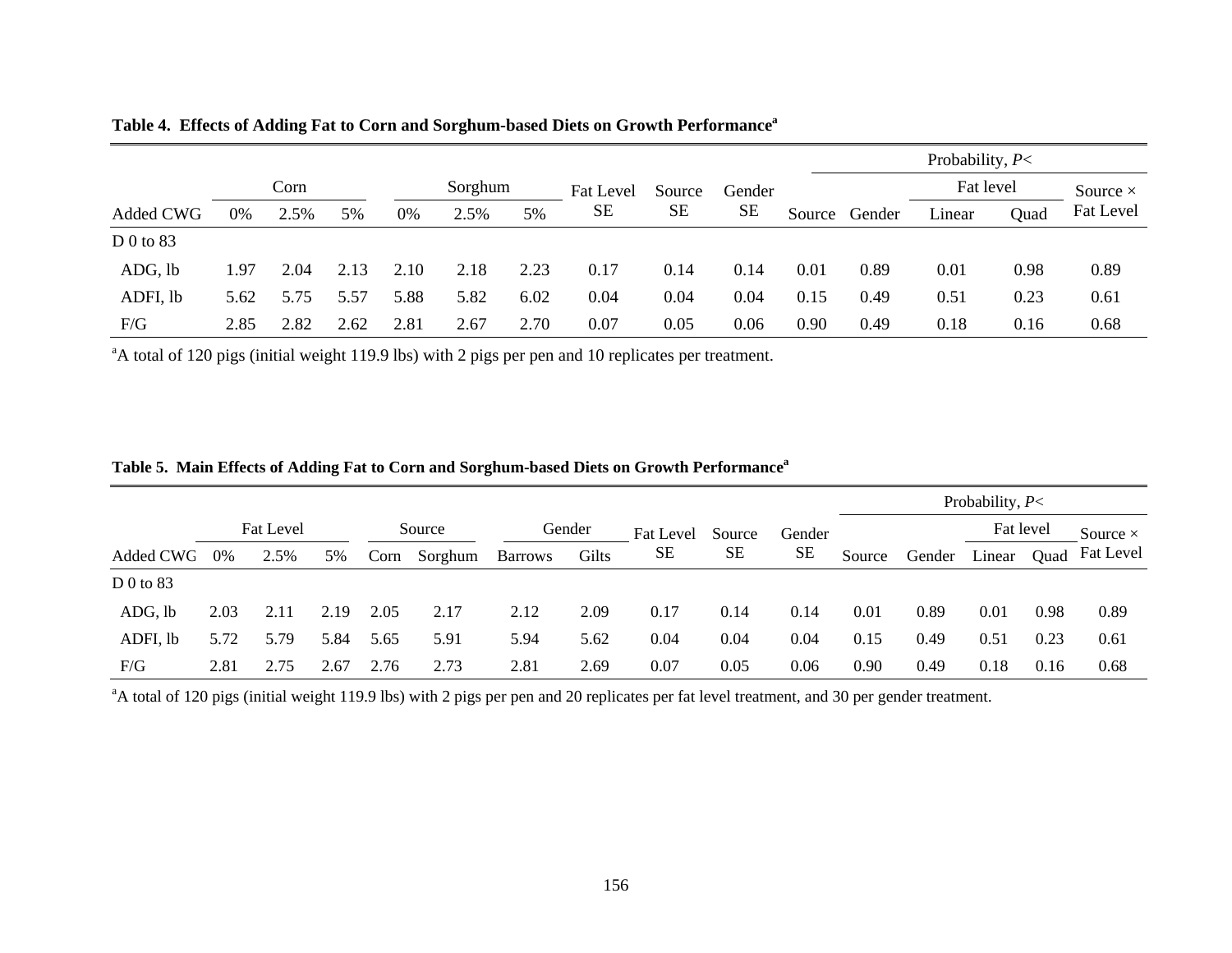**Table 4. Effects of Adding Fat to Corn and Sorghum-based Diets on Growth Performance[a]**

| | Corn | | | Sorghum | | | Fat Level | Source | Gender | Probability, $P<$ | | | | |
|---|---|---|---|---|---|---|---|---|---|---|---|---|---|---|
| | | | | | | | | | | | | Fat level | | Source × |
| Added CWG | 0% | 2.5% | 5% | 0% | 2.5% | 5% | SE | SE | SE | Source | Gender | Linear | Quad | Fat Level |
| D 0 to 83 | | | | | | | | | | | | | | |
| ADG, lb | 1.97 | 2.04 | 2.13 | 2.10 | 2.18 | 2.23 | 0.17 | 0.14 | 0.14 | 0.01 | 0.89 | 0.01 | 0.98 | 0.89 |
| ADFI, lb | 5.62 | 5.75 | 5.57 | 5.88 | 5.82 | 6.02 | 0.04 | 0.04 | 0.04 | 0.15 | 0.49 | 0.51 | 0.23 | 0.61 |
| F/G | 2.85 | 2.82 | 2.62 | 2.81 | 2.67 | 2.70 | 0.07 | 0.05 | 0.06 | 0.90 | 0.49 | 0.18 | 0.16 | 0.68 |

[a]A total of 120 pigs (initial weight 119.9 lbs) with 2 pigs per pen and 10 replicates per treatment.

**Table 5. Main Effects of Adding Fat to Corn and Sorghum-based Diets on Growth Performance[a]**

| | Fat Level | | | Source | | Gender | | Fat Level | Source | Gender | Probability, $P<$ | | | | |
|---|---|---|---|---|---|---|---|---|---|---|---|---|---|---|---|
| | | | | | | | | | | | | | Fat level | | Source × |
| Added CWG | 0% | 2.5% | 5% | Corn | Sorghum | Barrows | Gilts | SE | SE | SE | Source | Gender | Linear | Quad | Fat Level |
| D 0 to 83 | | | | | | | | | | | | | | | |
| ADG, lb | 2.03 | 2.11 | 2.19 | 2.05 | 2.17 | 2.12 | 2.09 | 0.17 | 0.14 | 0.14 | 0.01 | 0.89 | 0.01 | 0.98 | 0.89 |
| ADFI, lb | 5.72 | 5.79 | 5.84 | 5.65 | 5.91 | 5.94 | 5.62 | 0.04 | 0.04 | 0.04 | 0.15 | 0.49 | 0.51 | 0.23 | 0.61 |
| F/G | 2.81 | 2.75 | 2.67 | 2.76 | 2.73 | 2.81 | 2.69 | 0.07 | 0.05 | 0.06 | 0.90 | 0.49 | 0.18 | 0.16 | 0.68 |

[a]A total of 120 pigs (initial weight 119.9 lbs) with 2 pigs per pen and 20 replicates per fat level treatment, and 30 per gender treatment.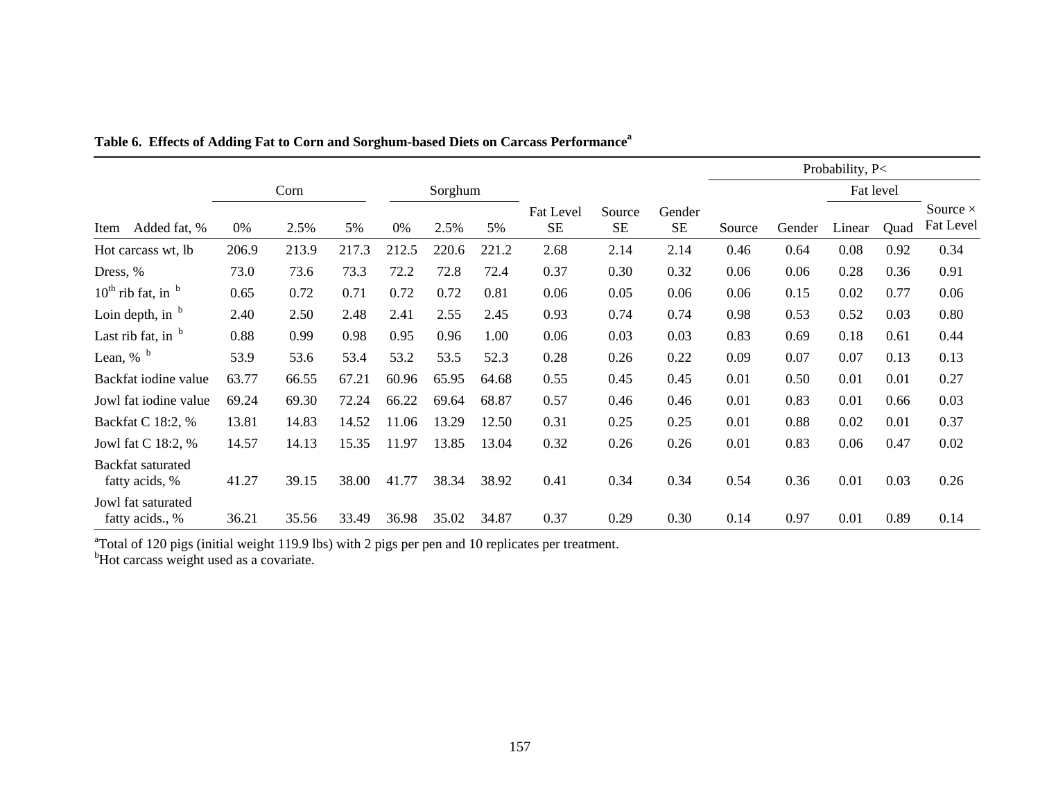**Table 6. Effects of Adding Fat to Corn and Sorghum-based Diets on Carcass Performance[a]**

| | Corn | | | Sorghum | | | | | | Probability, P< | | | | |
|---|---|---|---|---|---|---|---|---|---|---|---|---|---|---|
| | | | | | | | | | | | | Fat level | | |
| Item Added fat, % | 0% | 2.5% | 5% | 0% | 2.5% | 5% | Fat Level SE | Source SE | Gender SE | Source | Gender | Linear | Quad | Source × Fat Level |
| Hot carcass wt, lb | 206.9 | 213.9 | 217.3 | 212.5 | 220.6 | 221.2 | 2.68 | 2.14 | 2.14 | 0.46 | 0.64 | 0.08 | 0.92 | 0.34 |
| Dress, % | 73.0 | 73.6 | 73.3 | 72.2 | 72.8 | 72.4 | 0.37 | 0.30 | 0.32 | 0.06 | 0.06 | 0.28 | 0.36 | 0.91 |
| 10th rib fat, in [b] | 0.65 | 0.72 | 0.71 | 0.72 | 0.72 | 0.81 | 0.06 | 0.05 | 0.06 | 0.06 | 0.15 | 0.02 | 0.77 | 0.06 |
| Loin depth, in [b] | 2.40 | 2.50 | 2.48 | 2.41 | 2.55 | 2.45 | 0.93 | 0.74 | 0.74 | 0.98 | 0.53 | 0.52 | 0.03 | 0.80 |
| Last rib fat, in [b] | 0.88 | 0.99 | 0.98 | 0.95 | 0.96 | 1.00 | 0.06 | 0.03 | 0.03 | 0.83 | 0.69 | 0.18 | 0.61 | 0.44 |
| Lean, % [b] | 53.9 | 53.6 | 53.4 | 53.2 | 53.5 | 52.3 | 0.28 | 0.26 | 0.22 | 0.09 | 0.07 | 0.07 | 0.13 | 0.13 |
| Backfat iodine value | 63.77 | 66.55 | 67.21 | 60.96 | 65.95 | 64.68 | 0.55 | 0.45 | 0.45 | 0.01 | 0.50 | 0.01 | 0.01 | 0.27 |
| Jowl fat iodine value | 69.24 | 69.30 | 72.24 | 66.22 | 69.64 | 68.87 | 0.57 | 0.46 | 0.46 | 0.01 | 0.83 | 0.01 | 0.66 | 0.03 |
| Backfat C 18:2, % | 13.81 | 14.83 | 14.52 | 11.06 | 13.29 | 12.50 | 0.31 | 0.25 | 0.25 | 0.01 | 0.88 | 0.02 | 0.01 | 0.37 |
| Jowl fat C 18:2, % | 14.57 | 14.13 | 15.35 | 11.97 | 13.85 | 13.04 | 0.32 | 0.26 | 0.26 | 0.01 | 0.83 | 0.06 | 0.47 | 0.02 |
| Backfat saturated fatty acids, % | 41.27 | 39.15 | 38.00 | 41.77 | 38.34 | 38.92 | 0.41 | 0.34 | 0.34 | 0.54 | 0.36 | 0.01 | 0.03 | 0.26 |
| Jowl fat saturated fatty acids., % | 36.21 | 35.56 | 33.49 | 36.98 | 35.02 | 34.87 | 0.37 | 0.29 | 0.30 | 0.14 | 0.97 | 0.01 | 0.89 | 0.14 |

[a]Total of 120 pigs (initial weight 119.9 lbs) with 2 pigs per pen and 10 replicates per treatment.
[b]Hot carcass weight used as a covariate.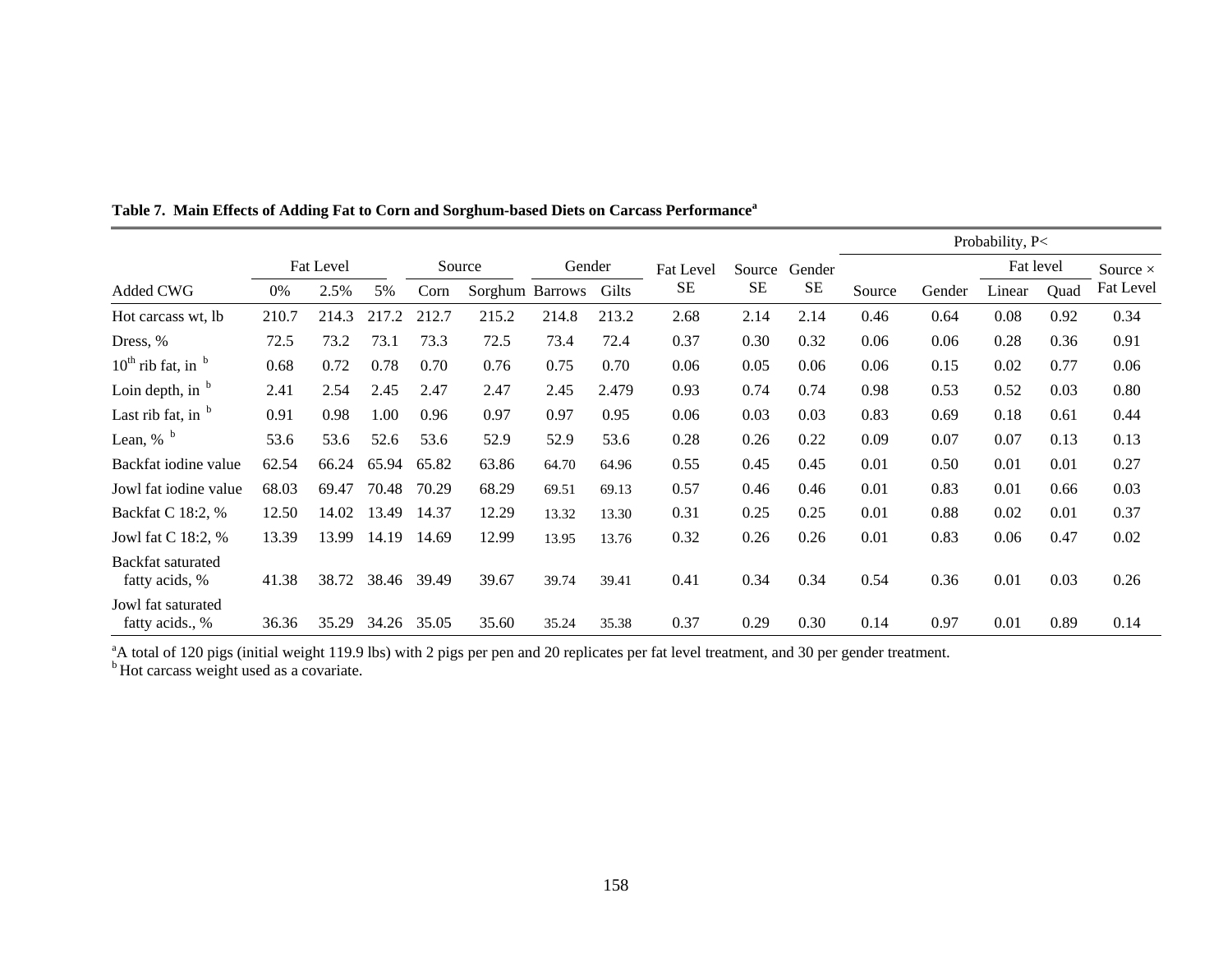**Table 7. Main Effects of Adding Fat to Corn and Sorghum-based Diets on Carcass Performance[a]**

| | Fat Level | | | Source | | Gender | | Fat Level | Source | Gender | Probability, P< | | | | |
|---|---|---|---|---|---|---|---|---|---|---|---|---|---|---|---|
| | | | | | | | | | | | | | Fat level | | Source × |
| Added CWG | 0% | 2.5% | 5% | Corn | Sorghum | Barrows | Gilts | SE | SE | SE | Source | Gender | Linear | Quad | Fat Level |
| Hot carcass wt, lb | 210.7 | 214.3 | 217.2 | 212.7 | 215.2 | 214.8 | 213.2 | 2.68 | 2.14 | 2.14 | 0.46 | 0.64 | 0.08 | 0.92 | 0.34 |
| Dress, % | 72.5 | 73.2 | 73.1 | 73.3 | 72.5 | 73.4 | 72.4 | 0.37 | 0.30 | 0.32 | 0.06 | 0.06 | 0.28 | 0.36 | 0.91 |
| 10th rib fat, in [b] | 0.68 | 0.72 | 0.78 | 0.70 | 0.76 | 0.75 | 0.70 | 0.06 | 0.05 | 0.06 | 0.06 | 0.15 | 0.02 | 0.77 | 0.06 |
| Loin depth, in [b] | 2.41 | 2.54 | 2.45 | 2.47 | 2.47 | 2.45 | 2.479 | 0.93 | 0.74 | 0.74 | 0.98 | 0.53 | 0.52 | 0.03 | 0.80 |
| Last rib fat, in [b] | 0.91 | 0.98 | 1.00 | 0.96 | 0.97 | 0.97 | 0.95 | 0.06 | 0.03 | 0.03 | 0.83 | 0.69 | 0.18 | 0.61 | 0.44 |
| Lean, % [b] | 53.6 | 53.6 | 52.6 | 53.6 | 52.9 | 52.9 | 53.6 | 0.28 | 0.26 | 0.22 | 0.09 | 0.07 | 0.07 | 0.13 | 0.13 |
| Backfat iodine value | 62.54 | 66.24 | 65.94 | 65.82 | 63.86 | 64.70 | 64.96 | 0.55 | 0.45 | 0.45 | 0.01 | 0.50 | 0.01 | 0.01 | 0.27 |
| Jowl fat iodine value | 68.03 | 69.47 | 70.48 | 70.29 | 68.29 | 69.51 | 69.13 | 0.57 | 0.46 | 0.46 | 0.01 | 0.83 | 0.01 | 0.66 | 0.03 |
| Backfat C 18:2, % | 12.50 | 14.02 | 13.49 | 14.37 | 12.29 | 13.32 | 13.30 | 0.31 | 0.25 | 0.25 | 0.01 | 0.88 | 0.02 | 0.01 | 0.37 |
| Jowl fat C 18:2, % | 13.39 | 13.99 | 14.19 | 14.69 | 12.99 | 13.95 | 13.76 | 0.32 | 0.26 | 0.26 | 0.01 | 0.83 | 0.06 | 0.47 | 0.02 |
| Backfat saturated fatty acids, % | 41.38 | 38.72 | 38.46 | 39.49 | 39.67 | 39.74 | 39.41 | 0.41 | 0.34 | 0.34 | 0.54 | 0.36 | 0.01 | 0.03 | 0.26 |
| Jowl fat saturated fatty acids., % | 36.36 | 35.29 | 34.26 | 35.05 | 35.60 | 35.24 | 35.38 | 0.37 | 0.29 | 0.30 | 0.14 | 0.97 | 0.01 | 0.89 | 0.14 |

[a]A total of 120 pigs (initial weight 119.9 lbs) with 2 pigs per pen and 20 replicates per fat level treatment, and 30 per gender treatment.
[b] Hot carcass weight used as a covariate.